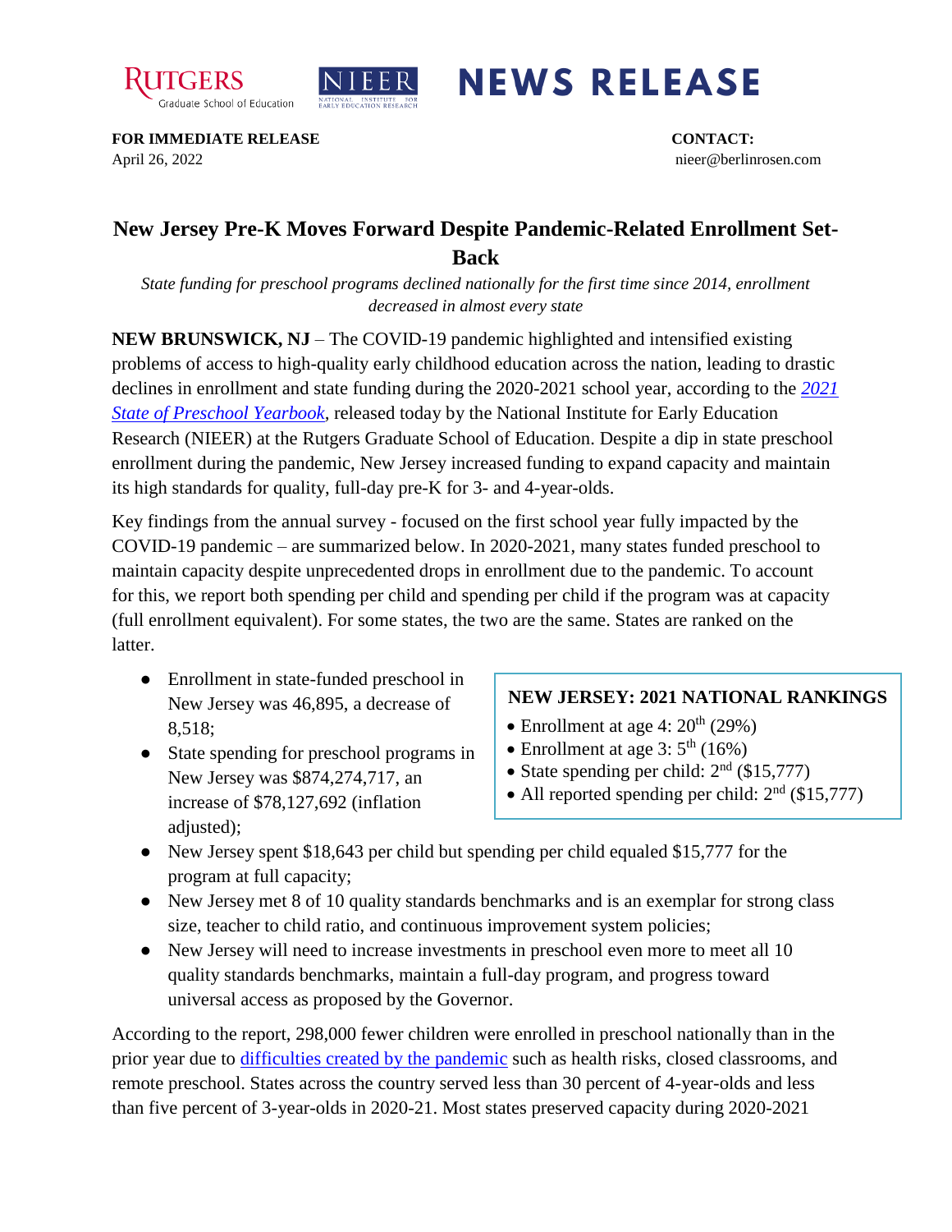RUTGERS Graduate School of Education

NIEER NATIONAL INSTITUTE FOR EARLY EDUCATION RESEARCH

# NEWS RELEASE

**FOR IMMEDIATE RELEASE**
April 26, 2022

**CONTACT:**
nieer@berlinrosen.com

## New Jersey Pre-K Moves Forward Despite Pandemic-Related Enrollment Set-Back

*State funding for preschool programs declined nationally for the first time since 2014, enrollment decreased in almost every state*

**NEW BRUNSWICK, NJ** – The COVID-19 pandemic highlighted and intensified existing problems of access to high-quality early childhood education across the nation, leading to drastic declines in enrollment and state funding during the 2020-2021 school year, according to the *2021 State of Preschool Yearbook*, released today by the National Institute for Early Education Research (NIEER) at the Rutgers Graduate School of Education. Despite a dip in state preschool enrollment during the pandemic, New Jersey increased funding to expand capacity and maintain its high standards for quality, full-day pre-K for 3- and 4-year-olds.

Key findings from the annual survey - focused on the first school year fully impacted by the COVID-19 pandemic – are summarized below. In 2020-2021, many states funded preschool to maintain capacity despite unprecedented drops in enrollment due to the pandemic. To account for this, we report both spending per child and spending per child if the program was at capacity (full enrollment equivalent). For some states, the two are the same. States are ranked on the latter.

- Enrollment in state-funded preschool in New Jersey was 46,895, a decrease of 8,518;
- State spending for preschool programs in New Jersey was $874,274,717, an increase of $78,127,692 (inflation adjusted);
- New Jersey spent $18,643 per child but spending per child equaled $15,777 for the program at full capacity;
- New Jersey met 8 of 10 quality standards benchmarks and is an exemplar for strong class size, teacher to child ratio, and continuous improvement system policies;
- New Jersey will need to increase investments in preschool even more to meet all 10 quality standards benchmarks, maintain a full-day program, and progress toward universal access as proposed by the Governor.

**NEW JERSEY: 2021 NATIONAL RANKINGS**

- Enrollment at age 4: 20th (29%)
- Enrollment at age 3: 5th (16%)
- State spending per child: 2nd ($15,777)
- All reported spending per child: 2nd ($15,777)

According to the report, 298,000 fewer children were enrolled in preschool nationally than in the prior year due to difficulties created by the pandemic such as health risks, closed classrooms, and remote preschool. States across the country served less than 30 percent of 4-year-olds and less than five percent of 3-year-olds in 2020-21. Most states preserved capacity during 2020-2021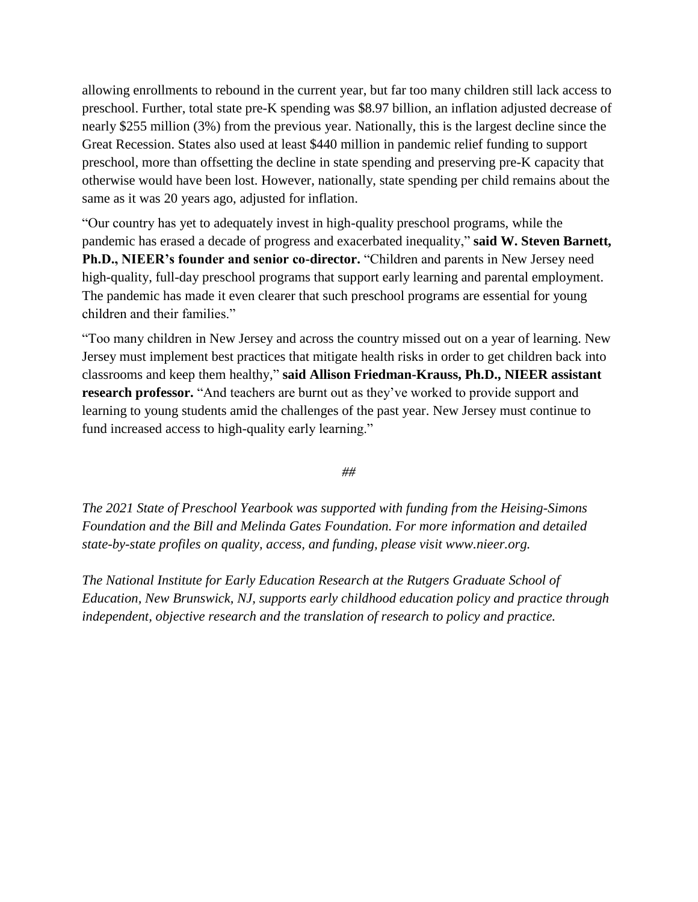allowing enrollments to rebound in the current year, but far too many children still lack access to preschool. Further, total state pre-K spending was $8.97 billion, an inflation adjusted decrease of nearly $255 million (3%) from the previous year. Nationally, this is the largest decline since the Great Recession. States also used at least $440 million in pandemic relief funding to support preschool, more than offsetting the decline in state spending and preserving pre-K capacity that otherwise would have been lost. However, nationally, state spending per child remains about the same as it was 20 years ago, adjusted for inflation.

"Our country has yet to adequately invest in high-quality preschool programs, while the pandemic has erased a decade of progress and exacerbated inequality," **said W. Steven Barnett, Ph.D., NIEER's founder and senior co-director.** "Children and parents in New Jersey need high-quality, full-day preschool programs that support early learning and parental employment. The pandemic has made it even clearer that such preschool programs are essential for young children and their families."

"Too many children in New Jersey and across the country missed out on a year of learning. New Jersey must implement best practices that mitigate health risks in order to get children back into classrooms and keep them healthy," **said Allison Friedman-Krauss, Ph.D., NIEER assistant research professor.** "And teachers are burnt out as they've worked to provide support and learning to young students amid the challenges of the past year. New Jersey must continue to fund increased access to high-quality early learning."

*##*

*The 2021 State of Preschool Yearbook was supported with funding from the Heising-Simons Foundation and the Bill and Melinda Gates Foundation. For more information and detailed state-by-state profiles on quality, access, and funding, please visit www.nieer.org.*

*The National Institute for Early Education Research at the Rutgers Graduate School of Education, New Brunswick, NJ, supports early childhood education policy and practice through independent, objective research and the translation of research to policy and practice.*